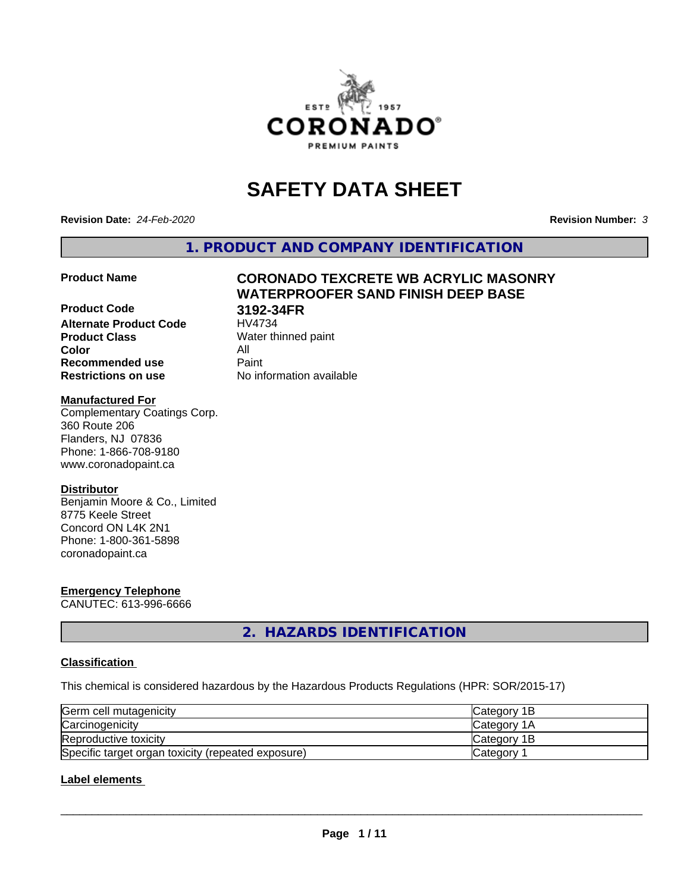# SAFETY DATA SHEET

**Revision Date:** *24-Feb-2020*

**Revision Number:** *3*

## 1. PRODUCT AND COMPANY IDENTIFICATION

| | |
|---|---|
| **Product Name** | **CORONADO TEXCRETE WB ACRYLIC MASONRY WATERPROOFER SAND FINISH DEEP BASE** |
| **Product Code** | **3192-34FR** |
| **Alternate Product Code** | HV4734 |
| **Product Class** | Water thinned paint |
| **Color** | All |
| **Recommended use** | Paint |
| **Restrictions on use** | No information available |

**Manufactured For**

Complementary Coatings Corp.
360 Route 206
Flanders, NJ 07836
Phone: 1-866-708-9180
www.coronadopaint.ca

**Distributor**

Benjamin Moore & Co., Limited
8775 Keele Street
Concord ON L4K 2N1
Phone: 1-800-361-5898
coronadopaint.ca

**Emergency Telephone**

CANUTEC: 613-996-6666

## 2. HAZARDS IDENTIFICATION

**Classification**

This chemical is considered hazardous by the Hazardous Products Regulations (HPR: SOR/2015-17)

| | |
|---|---|
| Germ cell mutagenicity | Category 1B |
| Carcinogenicity | Category 1A |
| Reproductive toxicity | Category 1B |
| Specific target organ toxicity (repeated exposure) | Category 1 |

**Label elements**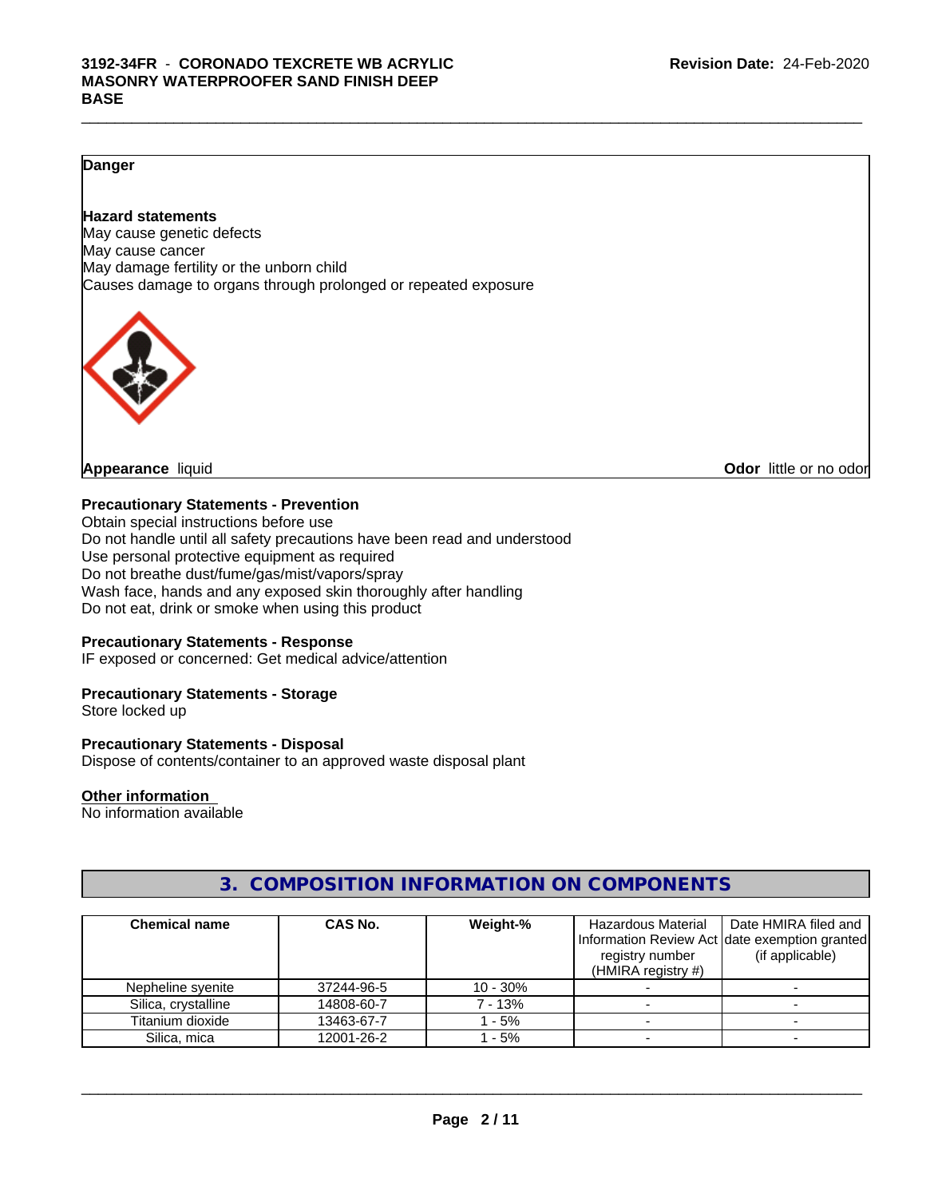**Danger**

**Hazard statements**
May cause genetic defects
May cause cancer
May damage fertility or the unborn child
Causes damage to organs through prolonged or repeated exposure

**Appearance** liquid

**Odor** little or no odor

**Precautionary Statements - Prevention**
Obtain special instructions before use
Do not handle until all safety precautions have been read and understood
Use personal protective equipment as required
Do not breathe dust/fume/gas/mist/vapors/spray
Wash face, hands and any exposed skin thoroughly after handling
Do not eat, drink or smoke when using this product

**Precautionary Statements - Response**
IF exposed or concerned: Get medical advice/attention

**Precautionary Statements - Storage**
Store locked up

**Precautionary Statements - Disposal**
Dispose of contents/container to an approved waste disposal plant

**Other information**
No information available

## 3. COMPOSITION INFORMATION ON COMPONENTS

| Chemical name | CAS No. | Weight-% | Hazardous Material Information Review Act registry number (HMIRA registry #) | Date HMIRA filed and date exemption granted (if applicable) |
|---|---|---|---|---|
| Nepheline syenite | 37244-96-5 | 10 - 30% | - | - |
| Silica, crystalline | 14808-60-7 | 7 - 13% | - | - |
| Titanium dioxide | 13463-67-7 | 1 - 5% | - | - |
| Silica, mica | 12001-26-2 | 1 - 5% | - | - |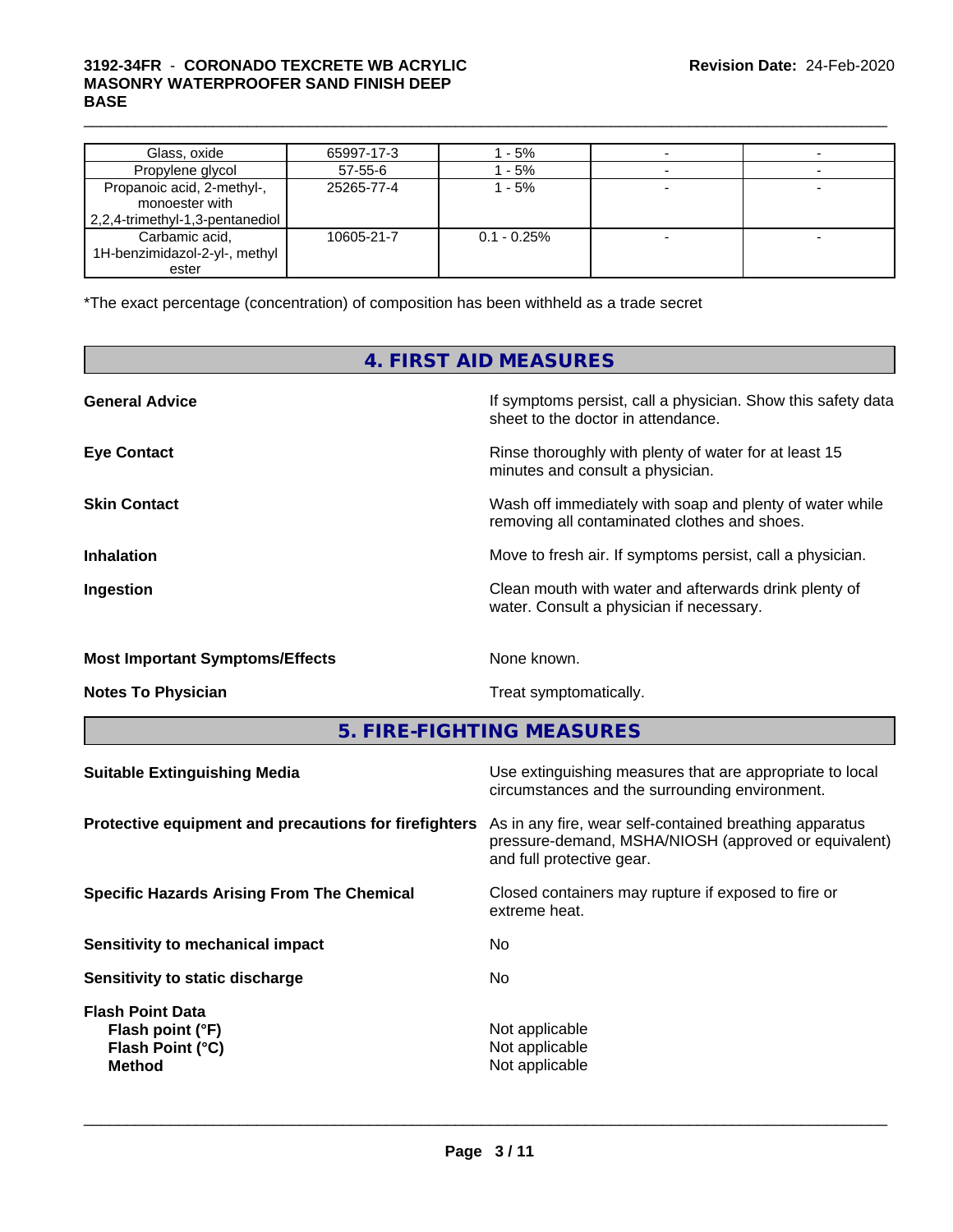| | | | | |
|---|---|---|---|---|
| Glass, oxide | 65997-17-3 | 1 - 5% | - | - |
| Propylene glycol | 57-55-6 | 1 - 5% | - | - |
| Propanoic acid, 2-methyl-, monoester with 2,2,4-trimethyl-1,3-pentanediol | 25265-77-4 | 1 - 5% | - | - |
| Carbamic acid, 1H-benzimidazol-2-yl-, methyl ester | 10605-21-7 | 0.1 - 0.25% | - | - |

*The exact percentage (concentration) of composition has been withheld as a trade secret

## 4. FIRST AID MEASURES

**General Advice** If symptoms persist, call a physician. Show this safety data sheet to the doctor in attendance.

**Eye Contact** Rinse thoroughly with plenty of water for at least 15 minutes and consult a physician.

**Skin Contact** Wash off immediately with soap and plenty of water while removing all contaminated clothes and shoes.

**Inhalation** Move to fresh air. If symptoms persist, call a physician.

**Ingestion** Clean mouth with water and afterwards drink plenty of water. Consult a physician if necessary.

**Most Important Symptoms/Effects** None known.

**Notes To Physician** Treat symptomatically.

## 5. FIRE-FIGHTING MEASURES

**Suitable Extinguishing Media** Use extinguishing measures that are appropriate to local circumstances and the surrounding environment.

**Protective equipment and precautions for firefighters** As in any fire, wear self-contained breathing apparatus pressure-demand, MSHA/NIOSH (approved or equivalent) and full protective gear.

**Specific Hazards Arising From The Chemical** Closed containers may rupture if exposed to fire or extreme heat.

**Sensitivity to mechanical impact** No

**Sensitivity to static discharge** No

**Flash Point Data**
**Flash point (°F)** Not applicable
**Flash Point (°C)** Not applicable
**Method** Not applicable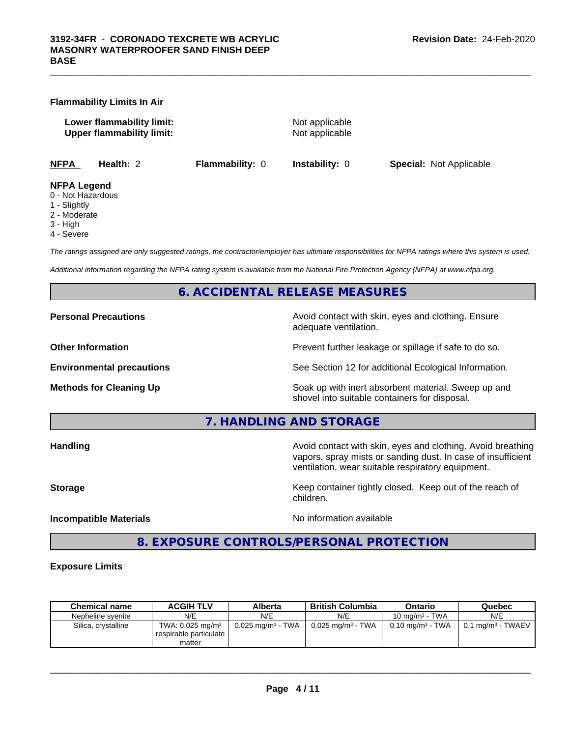**Flammability Limits In Air**

**Lower flammability limit:** Not applicable
**Upper flammability limit:** Not applicable

| **NFPA** | **Health:** 2 | **Flammability:** 0 | **Instability:** 0 | **Special:** Not Applicable |
|---|---|---|---|---|

**NFPA Legend**
0 - Not Hazardous
1 - Slightly
2 - Moderate
3 - High
4 - Severe

*The ratings assigned are only suggested ratings, the contractor/employer has ultimate responsibilities for NFPA ratings where this system is used.*

*Additional information regarding the NFPA rating system is available from the National Fire Protection Agency (NFPA) at www.nfpa.org.*

## 6. ACCIDENTAL RELEASE MEASURES

**Personal Precautions** Avoid contact with skin, eyes and clothing. Ensure adequate ventilation.

**Other Information** Prevent further leakage or spillage if safe to do so.

**Environmental precautions** See Section 12 for additional Ecological Information.

**Methods for Cleaning Up** Soak up with inert absorbent material. Sweep up and shovel into suitable containers for disposal.

## 7. HANDLING AND STORAGE

**Handling** Avoid contact with skin, eyes and clothing. Avoid breathing vapors, spray mists or sanding dust. In case of insufficient ventilation, wear suitable respiratory equipment.

**Storage** Keep container tightly closed. Keep out of the reach of children.

**Incompatible Materials** No information available

## 8. EXPOSURE CONTROLS/PERSONAL PROTECTION

**Exposure Limits**

| Chemical name | ACGIH TLV | Alberta | British Columbia | Ontario | Quebec |
|---|---|---|---|---|---|
| Nepheline syenite | N/E | N/E | N/E | 10 mg/m³ - TWA | N/E |
| Silica, crystalline | TWA: 0.025 mg/m³ respirable particulate matter | 0.025 mg/m³ - TWA | 0.025 mg/m³ - TWA | 0.10 mg/m³ - TWA | 0.1 mg/m³ - TWAEV |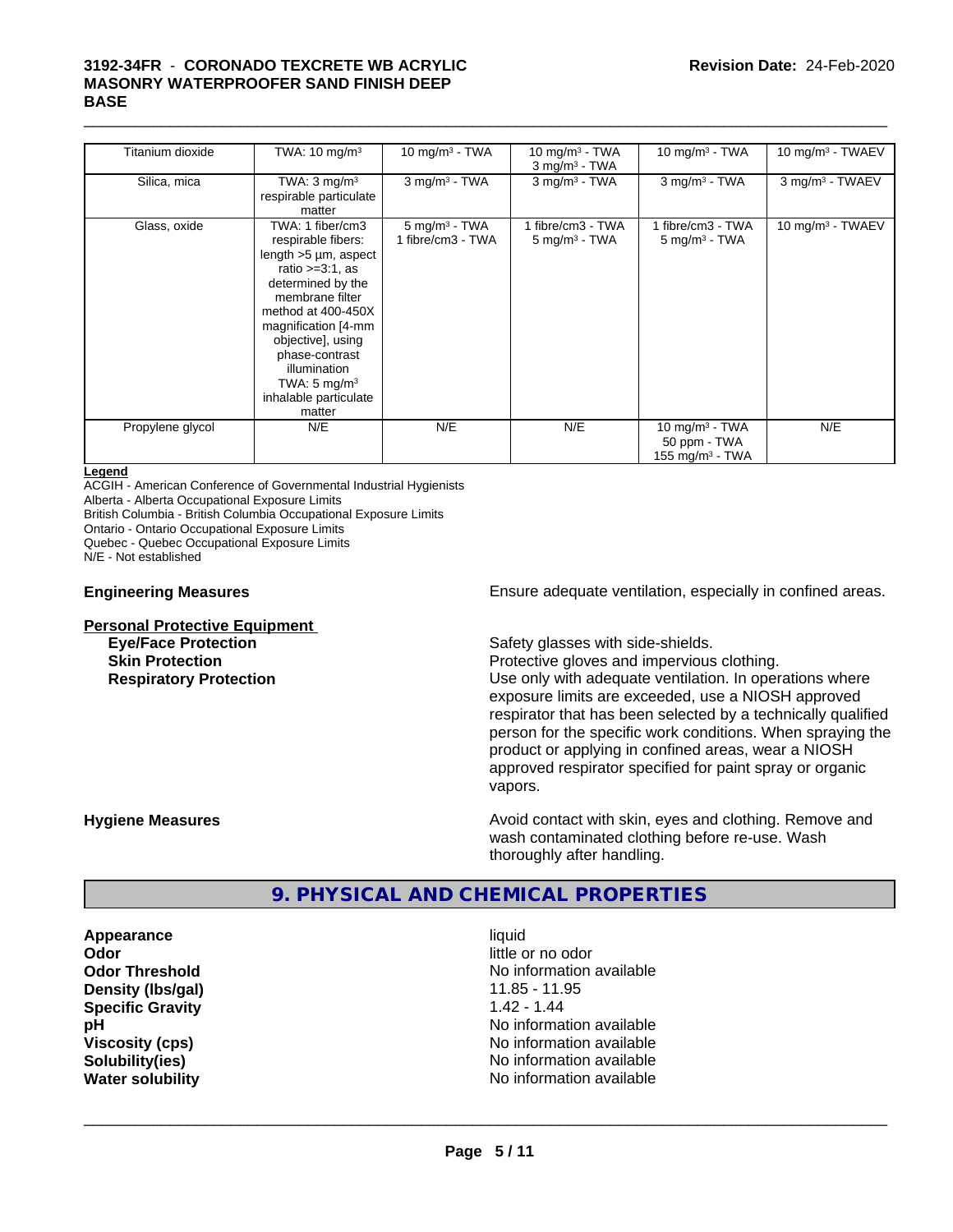| Titanium dioxide | TWA: 10 mg/m³ | 10 mg/m³ - TWA | 10 mg/m³ - TWA<br>3 mg/m³ - TWA | 10 mg/m³ - TWA | 10 mg/m³ - TWAEV |
|---|---|---|---|---|---|
| Silica, mica | TWA: 3 mg/m³<br>respirable particulate matter | 3 mg/m³ - TWA | 3 mg/m³ - TWA | 3 mg/m³ - TWA | 3 mg/m³ - TWAEV |
| Glass, oxide | TWA: 1 fiber/cm3<br>respirable fibers: length >5 µm, aspect ratio >=3:1, as determined by the membrane filter method at 400-450X magnification [4-mm objective], using phase-contrast illumination<br>TWA: 5 mg/m³<br>inhalable particulate matter | 5 mg/m³ - TWA<br>1 fibre/cm3 - TWA | 1 fibre/cm3 - TWA<br>5 mg/m³ - TWA | 1 fibre/cm3 - TWA<br>5 mg/m³ - TWA | 10 mg/m³ - TWAEV |
| Propylene glycol | N/E | N/E | N/E | 10 mg/m³ - TWA<br>50 ppm - TWA<br>155 mg/m³ - TWA | N/E |

**Legend**

ACGIH - American Conference of Governmental Industrial Hygienists
Alberta - Alberta Occupational Exposure Limits
British Columbia - British Columbia Occupational Exposure Limits
Ontario - Ontario Occupational Exposure Limits
Quebec - Quebec Occupational Exposure Limits
N/E - Not established

**Engineering Measures** Ensure adequate ventilation, especially in confined areas.

**Personal Protective Equipment**

**Eye/Face Protection** Safety glasses with side-shields.

**Skin Protection** Protective gloves and impervious clothing.

**Respiratory Protection** Use only with adequate ventilation. In operations where exposure limits are exceeded, use a NIOSH approved respirator that has been selected by a technically qualified person for the specific work conditions. When spraying the product or applying in confined areas, wear a NIOSH approved respirator specified for paint spray or organic vapors.

**Hygiene Measures** Avoid contact with skin, eyes and clothing. Remove and wash contaminated clothing before re-use. Wash thoroughly after handling.

## 9. PHYSICAL AND CHEMICAL PROPERTIES

| | |
|---|---|
| **Appearance** | liquid |
| **Odor** | little or no odor |
| **Odor Threshold** | No information available |
| **Density (lbs/gal)** | 11.85 - 11.95 |
| **Specific Gravity** | 1.42 - 1.44 |
| **pH** | No information available |
| **Viscosity (cps)** | No information available |
| **Solubility(ies)** | No information available |
| **Water solubility** | No information available |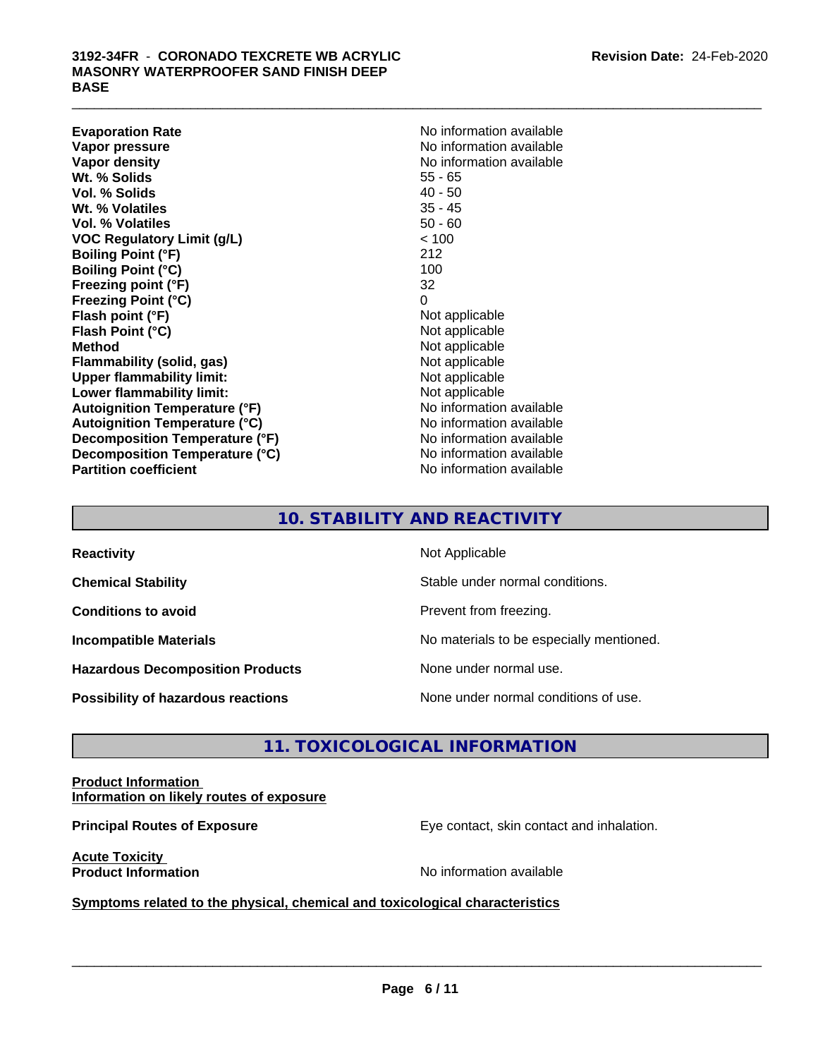| | |
|---|---|
| **Evaporation Rate** | No information available |
| **Vapor pressure** | No information available |
| **Vapor density** | No information available |
| **Wt. % Solids** | 55 - 65 |
| **Vol. % Solids** | 40 - 50 |
| **Wt. % Volatiles** | 35 - 45 |
| **Vol. % Volatiles** | 50 - 60 |
| **VOC Regulatory Limit (g/L)** | < 100 |
| **Boiling Point (°F)** | 212 |
| **Boiling Point (°C)** | 100 |
| **Freezing point (°F)** | 32 |
| **Freezing Point (°C)** | 0 |
| **Flash point (°F)** | Not applicable |
| **Flash Point (°C)** | Not applicable |
| **Method** | Not applicable |
| **Flammability (solid, gas)** | Not applicable |
| **Upper flammability limit:** | Not applicable |
| **Lower flammability limit:** | Not applicable |
| **Autoignition Temperature (°F)** | No information available |
| **Autoignition Temperature (°C)** | No information available |
| **Decomposition Temperature (°F)** | No information available |
| **Decomposition Temperature (°C)** | No information available |
| **Partition coefficient** | No information available |

## 10. STABILITY AND REACTIVITY

| | |
|---|---|
| **Reactivity** | Not Applicable |
| **Chemical Stability** | Stable under normal conditions. |
| **Conditions to avoid** | Prevent from freezing. |
| **Incompatible Materials** | No materials to be especially mentioned. |
| **Hazardous Decomposition Products** | None under normal use. |
| **Possibility of hazardous reactions** | None under normal conditions of use. |

## 11. TOXICOLOGICAL INFORMATION

**Product Information**
**Information on likely routes of exposure**

**Principal Routes of Exposure** Eye contact, skin contact and inhalation.

**Acute Toxicity**
**Product Information** No information available

**Symptoms related to the physical, chemical and toxicological characteristics**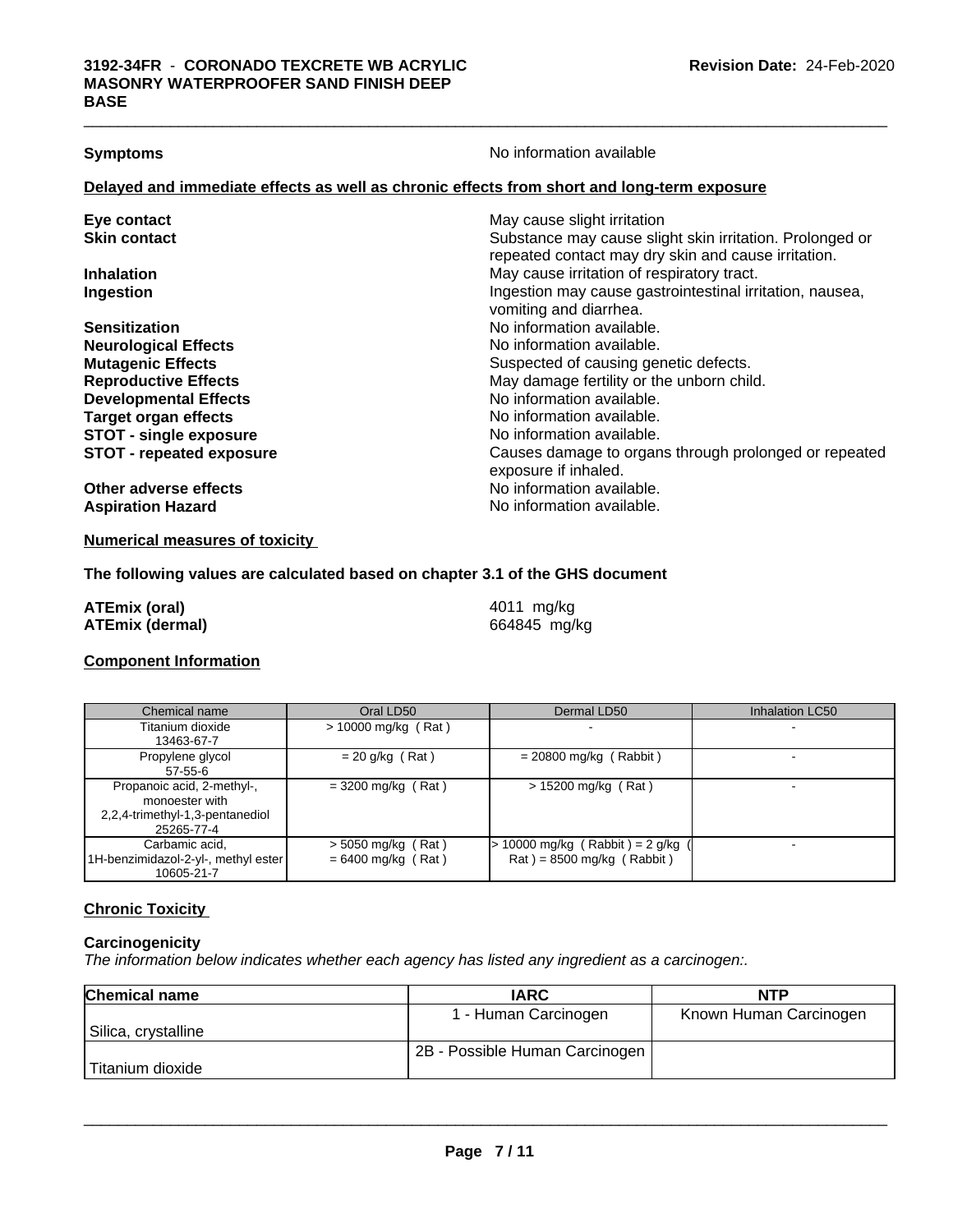| **Symptoms** | No information available |
|---|---|

**Delayed and immediate effects as well as chronic effects from short and long-term exposure**

| | |
|---|---|
| **Eye contact** | May cause slight irritation |
| **Skin contact** | Substance may cause slight skin irritation. Prolonged or repeated contact may dry skin and cause irritation. |
| **Inhalation** | May cause irritation of respiratory tract. |
| **Ingestion** | Ingestion may cause gastrointestinal irritation, nausea, vomiting and diarrhea. |
| **Sensitization** | No information available. |
| **Neurological Effects** | No information available. |
| **Mutagenic Effects** | Suspected of causing genetic defects. |
| **Reproductive Effects** | May damage fertility or the unborn child. |
| **Developmental Effects** | No information available. |
| **Target organ effects** | No information available. |
| **STOT - single exposure** | No information available. |
| **STOT - repeated exposure** | Causes damage to organs through prolonged or repeated exposure if inhaled. |
| **Other adverse effects** | No information available. |
| **Aspiration Hazard** | No information available. |

**Numerical measures of toxicity**

**The following values are calculated based on chapter 3.1 of the GHS document**

| | |
|---|---|
| **ATEmix (oral)** | 4011 mg/kg |
| **ATEmix (dermal)** | 664845 mg/kg |

**Component Information**

| Chemical name | Oral LD50 | Dermal LD50 | Inhalation LC50 |
|---|---|---|---|
| Titanium dioxide 13463-67-7 | > 10000 mg/kg ( Rat ) | - | - |
| Propylene glycol 57-55-6 | = 20 g/kg ( Rat ) | = 20800 mg/kg ( Rabbit ) | - |
| Propanoic acid, 2-methyl-, monoester with 2,2,4-trimethyl-1,3-pentanediol 25265-77-4 | = 3200 mg/kg ( Rat ) | > 15200 mg/kg ( Rat ) | - |
| Carbamic acid, 1H-benzimidazol-2-yl-, methyl ester 10605-21-7 | > 5050 mg/kg ( Rat ) = 6400 mg/kg ( Rat ) | > 10000 mg/kg ( Rabbit ) = 2 g/kg ( Rat ) = 8500 mg/kg ( Rabbit ) | - |

**Chronic Toxicity**

**Carcinogenicity**

*The information below indicates whether each agency has listed any ingredient as a carcinogen:.*

| Chemical name | IARC | NTP |
|---|---|---|
| Silica, crystalline | 1 - Human Carcinogen | Known Human Carcinogen |
| Titanium dioxide | 2B - Possible Human Carcinogen | |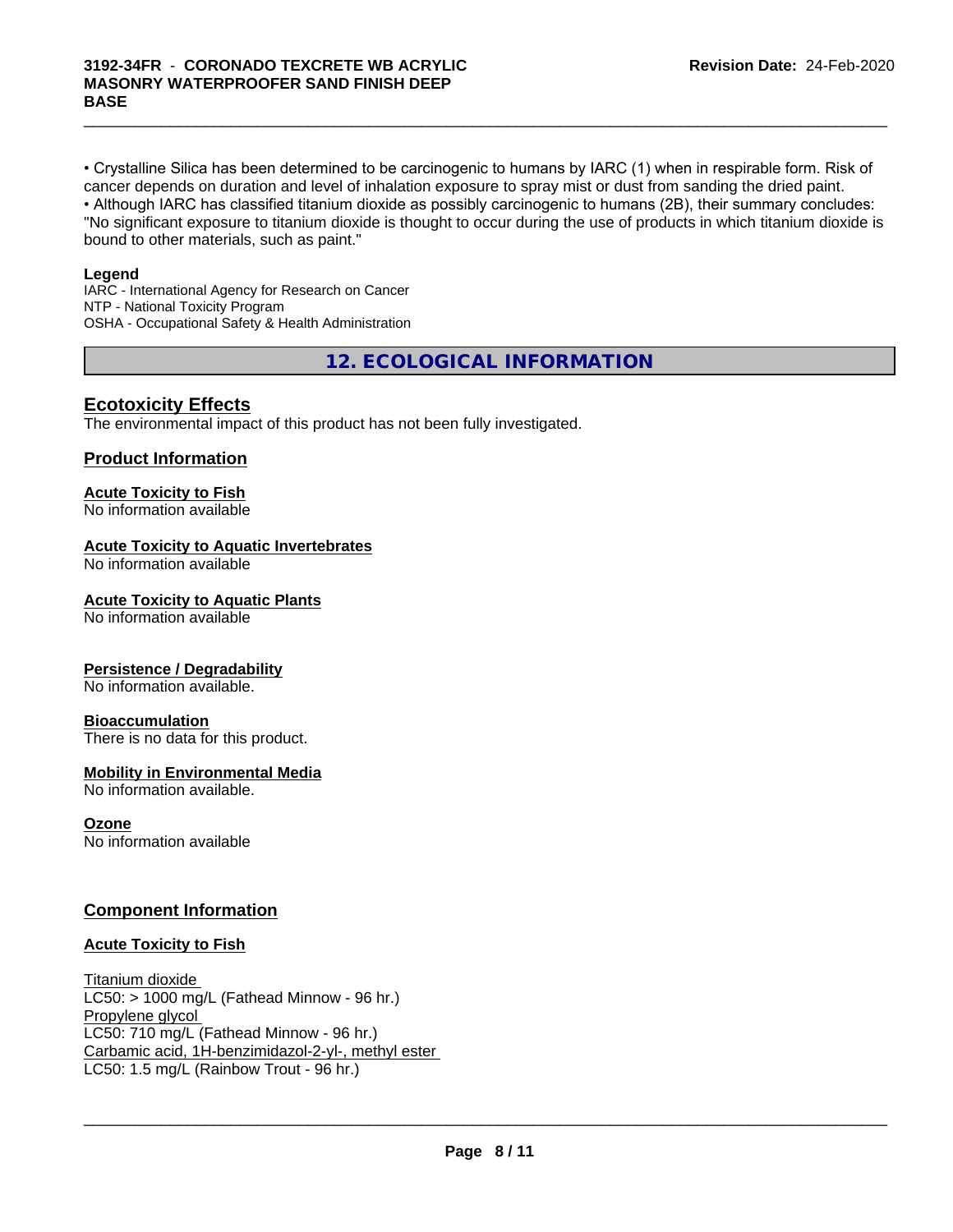• Crystalline Silica has been determined to be carcinogenic to humans by IARC (1) when in respirable form. Risk of cancer depends on duration and level of inhalation exposure to spray mist or dust from sanding the dried paint.
• Although IARC has classified titanium dioxide as possibly carcinogenic to humans (2B), their summary concludes: "No significant exposure to titanium dioxide is thought to occur during the use of products in which titanium dioxide is bound to other materials, such as paint."

**Legend**
IARC - International Agency for Research on Cancer
NTP - National Toxicity Program
OSHA - Occupational Safety & Health Administration

## 12. ECOLOGICAL INFORMATION

### Ecotoxicity Effects

The environmental impact of this product has not been fully investigated.

### Product Information

**Acute Toxicity to Fish**
No information available

**Acute Toxicity to Aquatic Invertebrates**
No information available

**Acute Toxicity to Aquatic Plants**
No information available

**Persistence / Degradability**
No information available.

**Bioaccumulation**
There is no data for this product.

**Mobility in Environmental Media**
No information available.

**Ozone**
No information available

### Component Information

**Acute Toxicity to Fish**

Titanium dioxide
LC50: > 1000 mg/L (Fathead Minnow - 96 hr.)
Propylene glycol
LC50: 710 mg/L (Fathead Minnow - 96 hr.)
Carbamic acid, 1H-benzimidazol-2-yl-, methyl ester
LC50: 1.5 mg/L (Rainbow Trout - 96 hr.)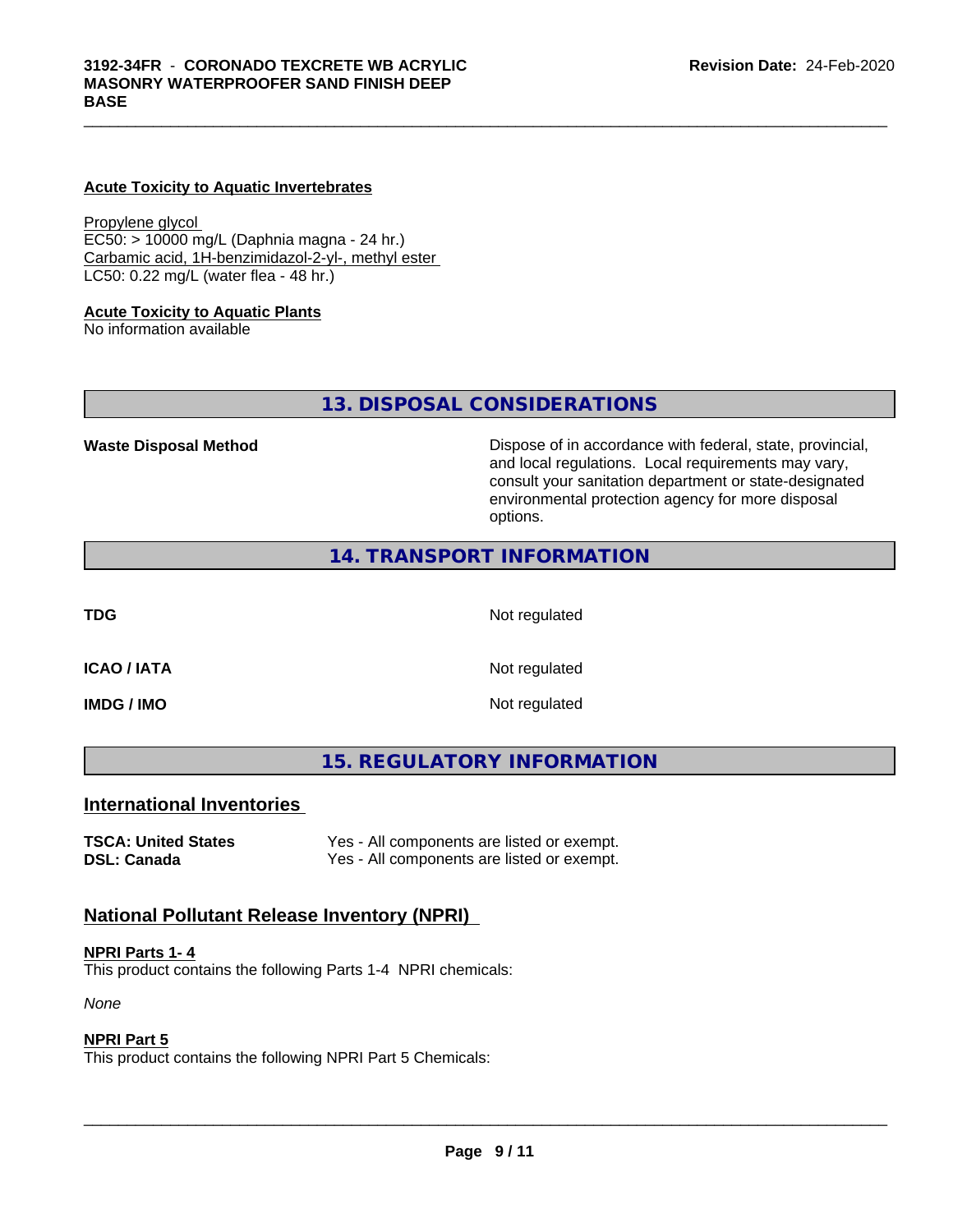#### Acute Toxicity to Aquatic Invertebrates

Propylene glycol
EC50: > 10000 mg/L (Daphnia magna - 24 hr.)
Carbamic acid, 1H-benzimidazol-2-yl-, methyl ester
LC50: 0.22 mg/L (water flea - 48 hr.)

#### Acute Toxicity to Aquatic Plants

No information available

## 13. DISPOSAL CONSIDERATIONS

**Waste Disposal Method** Dispose of in accordance with federal, state, provincial, and local regulations. Local requirements may vary, consult your sanitation department or state-designated environmental protection agency for more disposal options.

## 14. TRANSPORT INFORMATION

| | |
|---|---|
| **TDG** | Not regulated |
| **ICAO / IATA** | Not regulated |
| **IMDG / IMO** | Not regulated |

## 15. REGULATORY INFORMATION

### International Inventories

| | |
|---|---|
| **TSCA: United States** | Yes - All components are listed or exempt. |
| **DSL: Canada** | Yes - All components are listed or exempt. |

### National Pollutant Release Inventory (NPRI)

#### NPRI Parts 1- 4

This product contains the following Parts 1-4 NPRI chemicals:

*None*

#### NPRI Part 5

This product contains the following NPRI Part 5 Chemicals: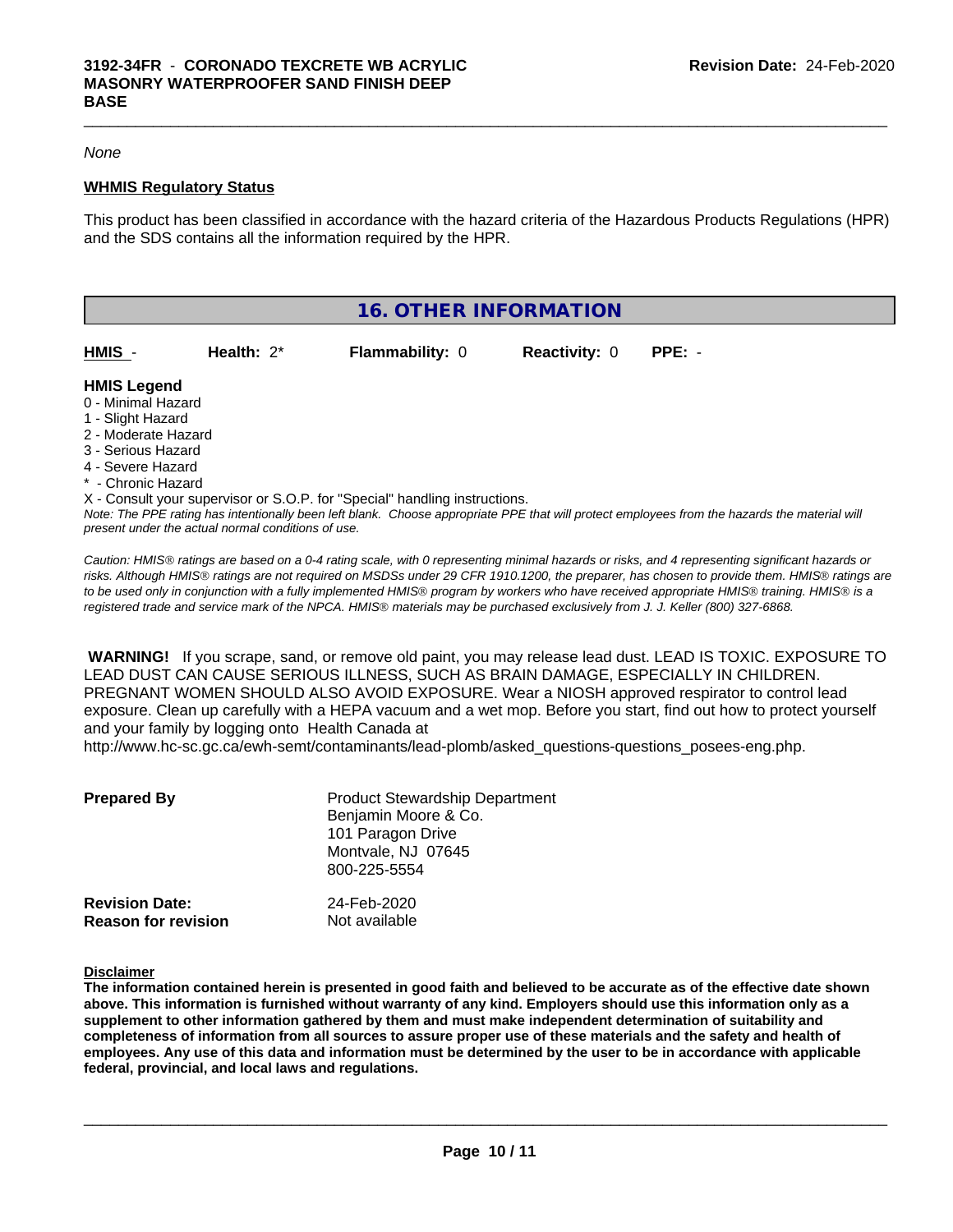*None*

**WHMIS Regulatory Status**

This product has been classified in accordance with the hazard criteria of the Hazardous Products Regulations (HPR) and the SDS contains all the information required by the HPR.

## 16. OTHER INFORMATION

| HMIS - | Health: 2* | Flammability: 0 | Reactivity: 0 | PPE: - |
|---|---|---|---|---|

**HMIS Legend**

0 - Minimal Hazard
1 - Slight Hazard
2 - Moderate Hazard
3 - Serious Hazard
4 - Severe Hazard
* - Chronic Hazard
X - Consult your supervisor or S.O.P. for "Special" handling instructions.

*Note: The PPE rating has intentionally been left blank. Choose appropriate PPE that will protect employees from the hazards the material will present under the actual normal conditions of use.*

*Caution: HMIS® ratings are based on a 0-4 rating scale, with 0 representing minimal hazards or risks, and 4 representing significant hazards or risks. Although HMIS® ratings are not required on MSDSs under 29 CFR 1910.1200, the preparer, has chosen to provide them. HMIS® ratings are to be used only in conjunction with a fully implemented HMIS® program by workers who have received appropriate HMIS® training. HMIS® is a registered trade and service mark of the NPCA. HMIS® materials may be purchased exclusively from J. J. Keller (800) 327-6868.*

**WARNING!** If you scrape, sand, or remove old paint, you may release lead dust. LEAD IS TOXIC. EXPOSURE TO LEAD DUST CAN CAUSE SERIOUS ILLNESS, SUCH AS BRAIN DAMAGE, ESPECIALLY IN CHILDREN. PREGNANT WOMEN SHOULD ALSO AVOID EXPOSURE. Wear a NIOSH approved respirator to control lead exposure. Clean up carefully with a HEPA vacuum and a wet mop. Before you start, find out how to protect yourself and your family by logging onto Health Canada at http://www.hc-sc.gc.ca/ewh-semt/contaminants/lead-plomb/asked_questions-questions_posees-eng.php.

**Prepared By**

Product Stewardship Department
Benjamin Moore & Co.
101 Paragon Drive
Montvale, NJ 07645
800-225-5554

**Revision Date:** 24-Feb-2020
**Reason for revision** Not available

**Disclaimer**

**The information contained herein is presented in good faith and believed to be accurate as of the effective date shown above. This information is furnished without warranty of any kind. Employers should use this information only as a supplement to other information gathered by them and must make independent determination of suitability and completeness of information from all sources to assure proper use of these materials and the safety and health of employees. Any use of this data and information must be determined by the user to be in accordance with applicable federal, provincial, and local laws and regulations.**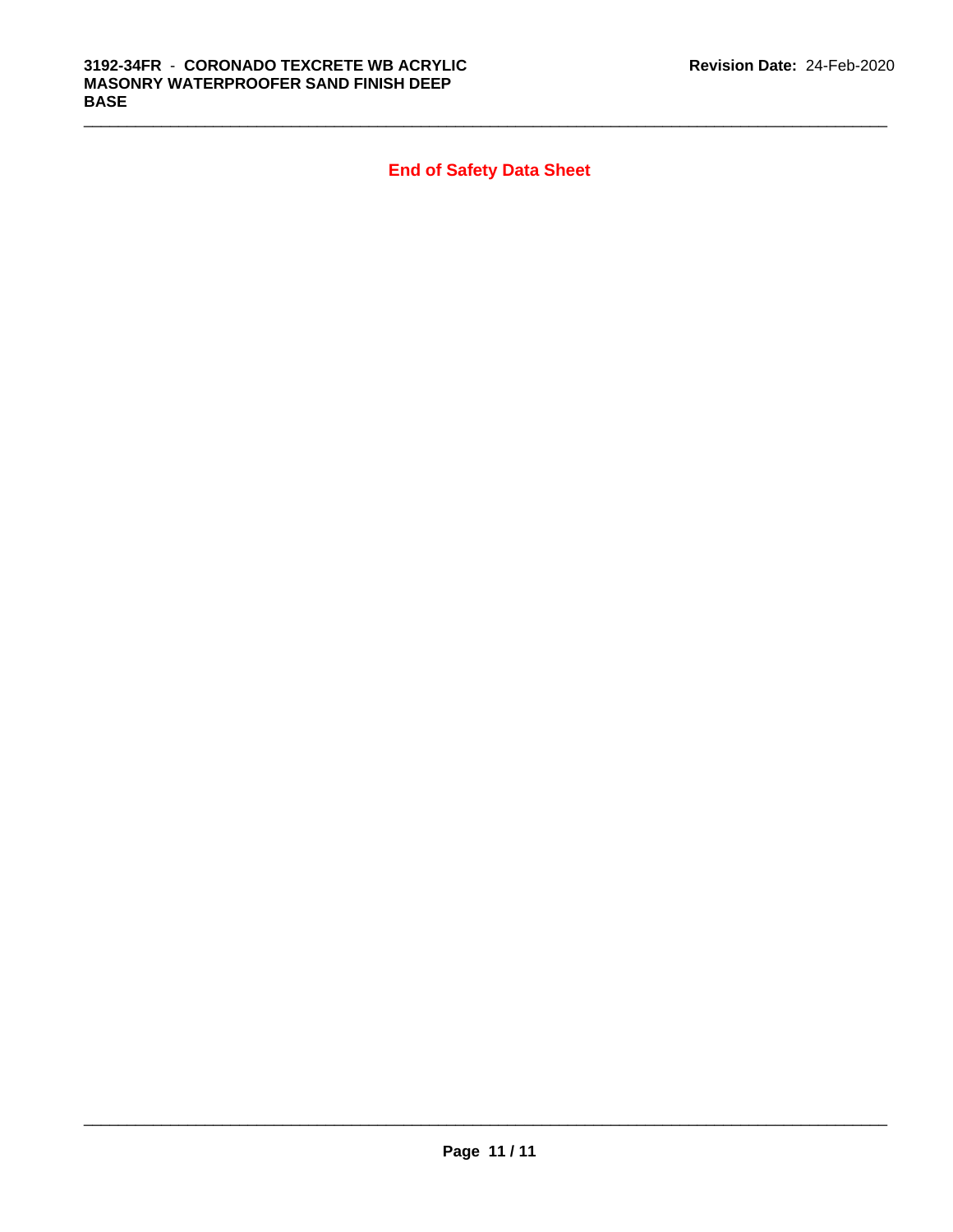**End of Safety Data Sheet**